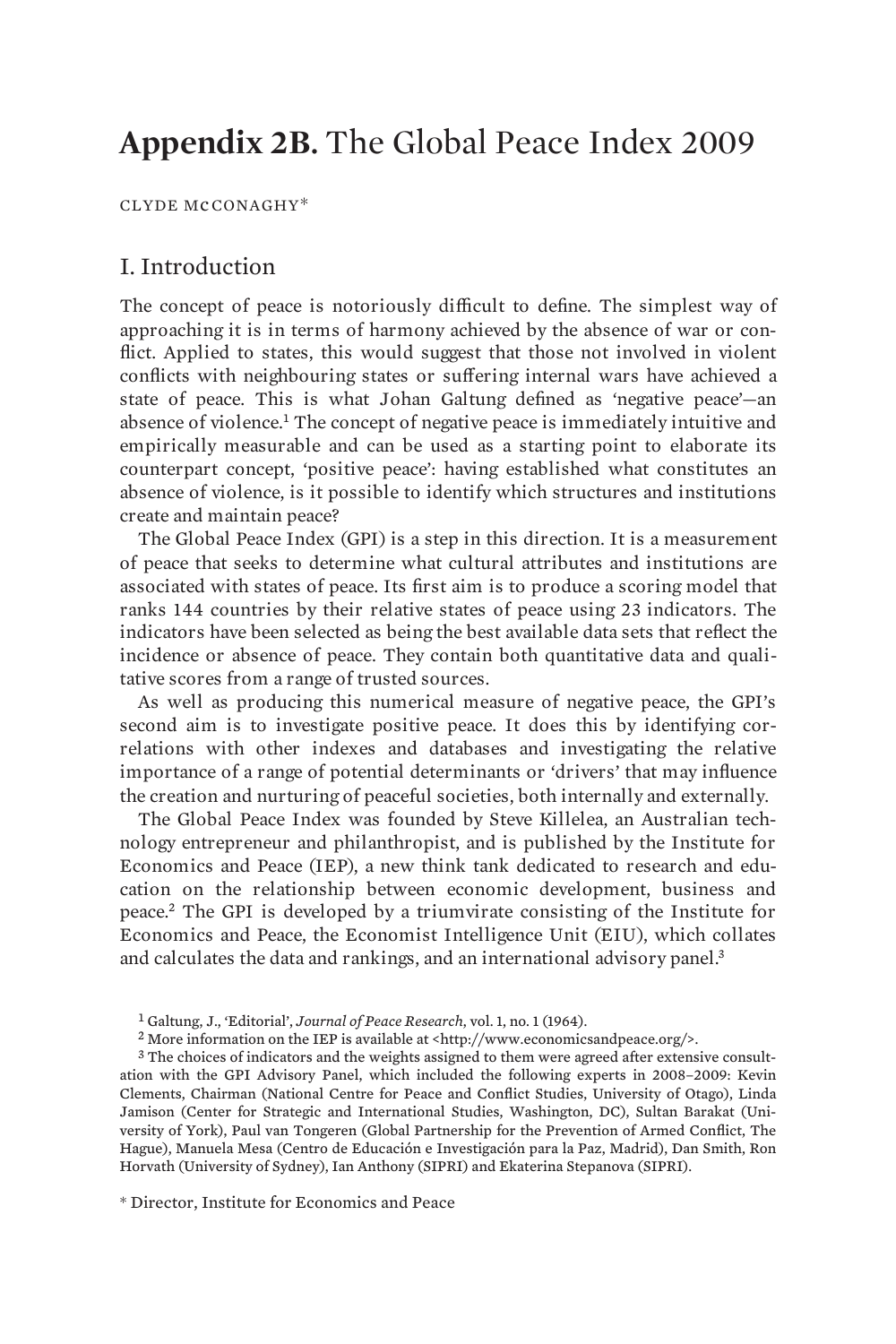# **Appendix 2B.** The Global Peace Index 2009

CLYDE McCONAGHY*

## I. Introduction

The concept of peace is notoriously difficult to define. The simplest way of approaching it is in terms of harmony achieved by the absence of war or conflict. Applied to states, this would suggest that those not involved in violent conflicts with neighbouring states or suffering internal wars have achieved a state of peace. This is what Johan Galtung defined as 'negative peace'—an absence of violence.[1] The concept of negative peace is immediately intuitive and empirically measurable and can be used as a starting point to elaborate its counterpart concept, 'positive peace': having established what constitutes an absence of violence, is it possible to identify which structures and institutions create and maintain peace?

The Global Peace Index (GPI) is a step in this direction. It is a measurement of peace that seeks to determine what cultural attributes and institutions are associated with states of peace. Its first aim is to produce a scoring model that ranks 144 countries by their relative states of peace using 23 indicators. The indicators have been selected as being the best available data sets that reflect the incidence or absence of peace. They contain both quantitative data and qualitative scores from a range of trusted sources.

As well as producing this numerical measure of negative peace, the GPI's second aim is to investigate positive peace. It does this by identifying correlations with other indexes and databases and investigating the relative importance of a range of potential determinants or 'drivers' that may influence the creation and nurturing of peaceful societies, both internally and externally.

The Global Peace Index was founded by Steve Killelea, an Australian technology entrepreneur and philanthropist, and is published by the Institute for Economics and Peace (IEP), a new think tank dedicated to research and education on the relationship between economic development, business and peace.[2] The GPI is developed by a triumvirate consisting of the Institute for Economics and Peace, the Economist Intelligence Unit (EIU), which collates and calculates the data and rankings, and an international advisory panel.[3]

[1] Galtung, J., 'Editorial', *Journal of Peace Research*, vol. 1, no. 1 (1964).

[2] More information on the IEP is available at <http://www.economicsandpeace.org/>.

[3] The choices of indicators and the weights assigned to them were agreed after extensive consultation with the GPI Advisory Panel, which included the following experts in 2008–2009: Kevin Clements, Chairman (National Centre for Peace and Conflict Studies, University of Otago), Linda Jamison (Center for Strategic and International Studies, Washington, DC), Sultan Barakat (University of York), Paul van Tongeren (Global Partnership for the Prevention of Armed Conflict, The Hague), Manuela Mesa (Centro de Educación e Investigación para la Paz, Madrid), Dan Smith, Ron Horvath (University of Sydney), Ian Anthony (SIPRI) and Ekaterina Stepanova (SIPRI).

\* Director, Institute for Economics and Peace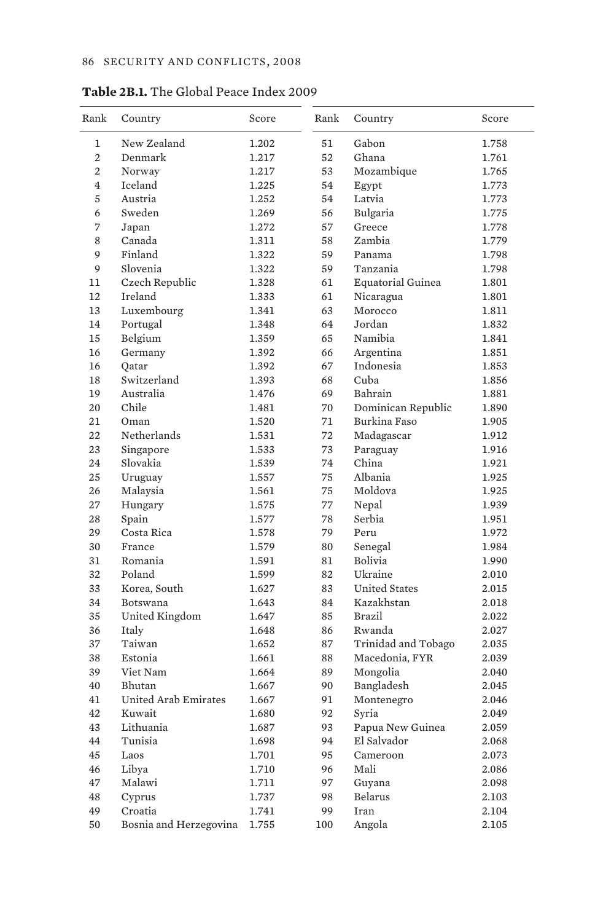**Table 2B.1.** The Global Peace Index 2009

| Rank | Country | Score |
|---|---|---|
| 1 | New Zealand | 1.202 |
| 2 | Denmark | 1.217 |
| 2 | Norway | 1.217 |
| 4 | Iceland | 1.225 |
| 5 | Austria | 1.252 |
| 6 | Sweden | 1.269 |
| 7 | Japan | 1.272 |
| 8 | Canada | 1.311 |
| 9 | Finland | 1.322 |
| 9 | Slovenia | 1.322 |
| 11 | Czech Republic | 1.328 |
| 12 | Ireland | 1.333 |
| 13 | Luxembourg | 1.341 |
| 14 | Portugal | 1.348 |
| 15 | Belgium | 1.359 |
| 16 | Germany | 1.392 |
| 16 | Qatar | 1.392 |
| 18 | Switzerland | 1.393 |
| 19 | Australia | 1.476 |
| 20 | Chile | 1.481 |
| 21 | Oman | 1.520 |
| 22 | Netherlands | 1.531 |
| 23 | Singapore | 1.533 |
| 24 | Slovakia | 1.539 |
| 25 | Uruguay | 1.557 |
| 26 | Malaysia | 1.561 |
| 27 | Hungary | 1.575 |
| 28 | Spain | 1.577 |
| 29 | Costa Rica | 1.578 |
| 30 | France | 1.579 |
| 31 | Romania | 1.591 |
| 32 | Poland | 1.599 |
| 33 | Korea, South | 1.627 |
| 34 | Botswana | 1.643 |
| 35 | United Kingdom | 1.647 |
| 36 | Italy | 1.648 |
| 37 | Taiwan | 1.652 |
| 38 | Estonia | 1.661 |
| 39 | Viet Nam | 1.664 |
| 40 | Bhutan | 1.667 |
| 41 | United Arab Emirates | 1.667 |
| 42 | Kuwait | 1.680 |
| 43 | Lithuania | 1.687 |
| 44 | Tunisia | 1.698 |
| 45 | Laos | 1.701 |
| 46 | Libya | 1.710 |
| 47 | Malawi | 1.711 |
| 48 | Cyprus | 1.737 |
| 49 | Croatia | 1.741 |
| 50 | Bosnia and Herzegovina | 1.755 |
| 51 | Gabon | 1.758 |
| 52 | Ghana | 1.761 |
| 53 | Mozambique | 1.765 |
| 54 | Egypt | 1.773 |
| 54 | Latvia | 1.773 |
| 56 | Bulgaria | 1.775 |
| 57 | Greece | 1.778 |
| 58 | Zambia | 1.779 |
| 59 | Panama | 1.798 |
| 59 | Tanzania | 1.798 |
| 61 | Equatorial Guinea | 1.801 |
| 61 | Nicaragua | 1.801 |
| 63 | Morocco | 1.811 |
| 64 | Jordan | 1.832 |
| 65 | Namibia | 1.841 |
| 66 | Argentina | 1.851 |
| 67 | Indonesia | 1.853 |
| 68 | Cuba | 1.856 |
| 69 | Bahrain | 1.881 |
| 70 | Dominican Republic | 1.890 |
| 71 | Burkina Faso | 1.905 |
| 72 | Madagascar | 1.912 |
| 73 | Paraguay | 1.916 |
| 74 | China | 1.921 |
| 75 | Albania | 1.925 |
| 75 | Moldova | 1.925 |
| 77 | Nepal | 1.939 |
| 78 | Serbia | 1.951 |
| 79 | Peru | 1.972 |
| 80 | Senegal | 1.984 |
| 81 | Bolivia | 1.990 |
| 82 | Ukraine | 2.010 |
| 83 | United States | 2.015 |
| 84 | Kazakhstan | 2.018 |
| 85 | Brazil | 2.022 |
| 86 | Rwanda | 2.027 |
| 87 | Trinidad and Tobago | 2.035 |
| 88 | Macedonia, FYR | 2.039 |
| 89 | Mongolia | 2.040 |
| 90 | Bangladesh | 2.045 |
| 91 | Montenegro | 2.046 |
| 92 | Syria | 2.049 |
| 93 | Papua New Guinea | 2.059 |
| 94 | El Salvador | 2.068 |
| 95 | Cameroon | 2.073 |
| 96 | Mali | 2.086 |
| 97 | Guyana | 2.098 |
| 98 | Belarus | 2.103 |
| 99 | Iran | 2.104 |
| 100 | Angola | 2.105 |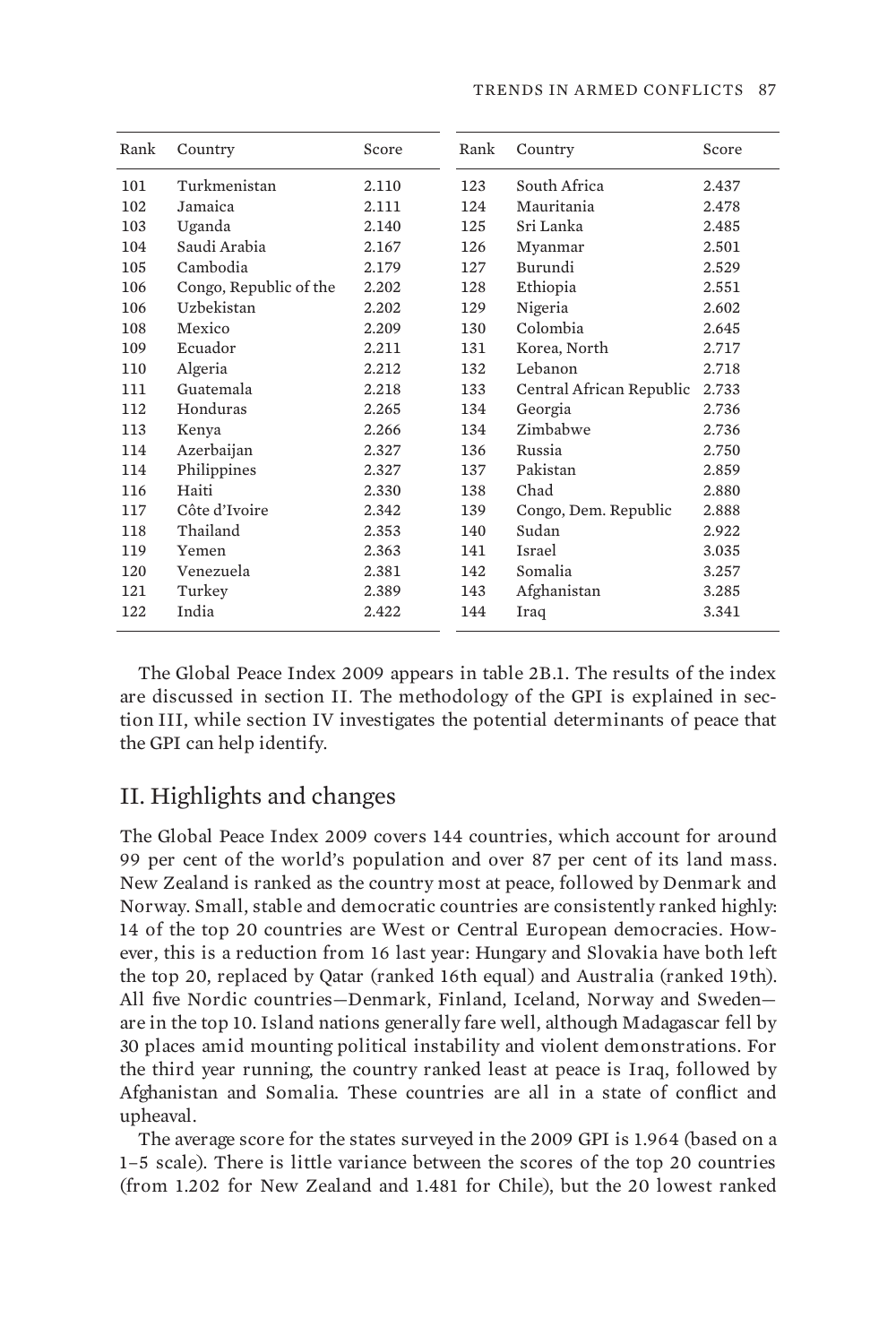| Rank | Country | Score | Rank | Country | Score |
|---|---|---|---|---|---|
| 101 | Turkmenistan | 2.110 | 123 | South Africa | 2.437 |
| 102 | Jamaica | 2.111 | 124 | Mauritania | 2.478 |
| 103 | Uganda | 2.140 | 125 | Sri Lanka | 2.485 |
| 104 | Saudi Arabia | 2.167 | 126 | Myanmar | 2.501 |
| 105 | Cambodia | 2.179 | 127 | Burundi | 2.529 |
| 106 | Congo, Republic of the | 2.202 | 128 | Ethiopia | 2.551 |
| 106 | Uzbekistan | 2.202 | 129 | Nigeria | 2.602 |
| 108 | Mexico | 2.209 | 130 | Colombia | 2.645 |
| 109 | Ecuador | 2.211 | 131 | Korea, North | 2.717 |
| 110 | Algeria | 2.212 | 132 | Lebanon | 2.718 |
| 111 | Guatemala | 2.218 | 133 | Central African Republic | 2.733 |
| 112 | Honduras | 2.265 | 134 | Georgia | 2.736 |
| 113 | Kenya | 2.266 | 134 | Zimbabwe | 2.736 |
| 114 | Azerbaijan | 2.327 | 136 | Russia | 2.750 |
| 114 | Philippines | 2.327 | 137 | Pakistan | 2.859 |
| 116 | Haiti | 2.330 | 138 | Chad | 2.880 |
| 117 | Côte d'Ivoire | 2.342 | 139 | Congo, Dem. Republic | 2.888 |
| 118 | Thailand | 2.353 | 140 | Sudan | 2.922 |
| 119 | Yemen | 2.363 | 141 | Israel | 3.035 |
| 120 | Venezuela | 2.381 | 142 | Somalia | 3.257 |
| 121 | Turkey | 2.389 | 143 | Afghanistan | 3.285 |
| 122 | India | 2.422 | 144 | Iraq | 3.341 |

The Global Peace Index 2009 appears in table 2B.1. The results of the index are discussed in section II. The methodology of the GPI is explained in section III, while section IV investigates the potential determinants of peace that the GPI can help identify.

## II. Highlights and changes

The Global Peace Index 2009 covers 144 countries, which account for around 99 per cent of the world's population and over 87 per cent of its land mass. New Zealand is ranked as the country most at peace, followed by Denmark and Norway. Small, stable and democratic countries are consistently ranked highly: 14 of the top 20 countries are West or Central European democracies. However, this is a reduction from 16 last year: Hungary and Slovakia have both left the top 20, replaced by Qatar (ranked 16th equal) and Australia (ranked 19th). All five Nordic countries—Denmark, Finland, Iceland, Norway and Sweden—are in the top 10. Island nations generally fare well, although Madagascar fell by 30 places amid mounting political instability and violent demonstrations. For the third year running, the country ranked least at peace is Iraq, followed by Afghanistan and Somalia. These countries are all in a state of conflict and upheaval.

The average score for the states surveyed in the 2009 GPI is 1.964 (based on a 1–5 scale). There is little variance between the scores of the top 20 countries (from 1.202 for New Zealand and 1.481 for Chile), but the 20 lowest ranked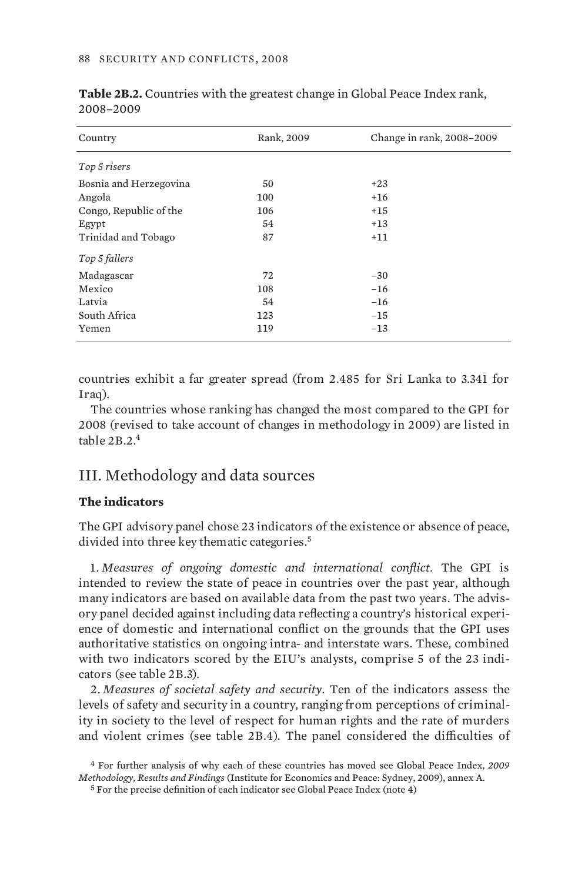**Table 2B.2.** Countries with the greatest change in Global Peace Index rank, 2008–2009

| Country | Rank, 2009 | Change in rank, 2008–2009 |
|---|---|---|
| *Top 5 risers* | | |
| Bosnia and Herzegovina | 50 | +23 |
| Angola | 100 | +16 |
| Congo, Republic of the | 106 | +15 |
| Egypt | 54 | +13 |
| Trinidad and Tobago | 87 | +11 |
| *Top 5 fallers* | | |
| Madagascar | 72 | −30 |
| Mexico | 108 | −16 |
| Latvia | 54 | −16 |
| South Africa | 123 | −15 |
| Yemen | 119 | −13 |

countries exhibit a far greater spread (from 2.485 for Sri Lanka to 3.341 for Iraq).

The countries whose ranking has changed the most compared to the GPI for 2008 (revised to take account of changes in methodology in 2009) are listed in table 2B.2.[4]

## III. Methodology and data sources

### The indicators

The GPI advisory panel chose 23 indicators of the existence or absence of peace, divided into three key thematic categories.[5]

1. *Measures of ongoing domestic and international conflict*. The GPI is intended to review the state of peace in countries over the past year, although many indicators are based on available data from the past two years. The advisory panel decided against including data reflecting a country's historical experience of domestic and international conflict on the grounds that the GPI uses authoritative statistics on ongoing intra- and interstate wars. These, combined with two indicators scored by the EIU's analysts, comprise 5 of the 23 indicators (see table 2B.3).

2. *Measures of societal safety and security*. Ten of the indicators assess the levels of safety and security in a country, ranging from perceptions of criminality in society to the level of respect for human rights and the rate of murders and violent crimes (see table 2B.4). The panel considered the difficulties of

[4] For further analysis of why each of these countries has moved see Global Peace Index, *2009 Methodology, Results and Findings* (Institute for Economics and Peace: Sydney, 2009), annex A.

[5] For the precise definition of each indicator see Global Peace Index (note 4)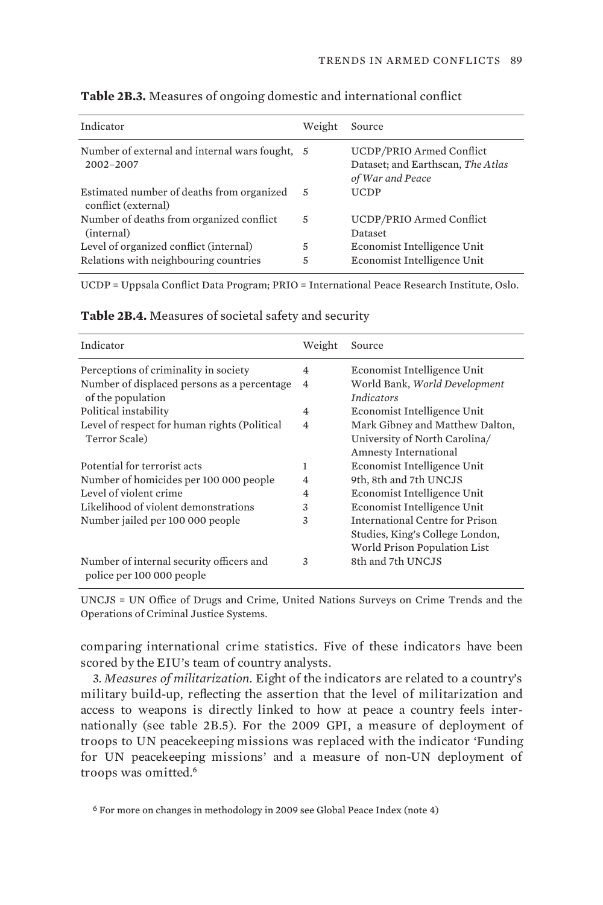**Table 2B.3.** Measures of ongoing domestic and international conflict

| Indicator | Weight | Source |
|---|---|---|
| Number of external and internal wars fought, 2002–2007 | 5 | UCDP/PRIO Armed Conflict Dataset; and Earthscan, *The Atlas of War and Peace* |
| Estimated number of deaths from organized conflict (external) | 5 | UCDP |
| Number of deaths from organized conflict (internal) | 5 | UCDP/PRIO Armed Conflict Dataset |
| Level of organized conflict (internal) | 5 | Economist Intelligence Unit |
| Relations with neighbouring countries | 5 | Economist Intelligence Unit |

UCDP = Uppsala Conflict Data Program; PRIO = International Peace Research Institute, Oslo.

**Table 2B.4.** Measures of societal safety and security

| Indicator | Weight | Source |
|---|---|---|
| Perceptions of criminality in society | 4 | Economist Intelligence Unit |
| Number of displaced persons as a percentage of the population | 4 | World Bank, *World Development Indicators* |
| Political instability | 4 | Economist Intelligence Unit |
| Level of respect for human rights (Political Terror Scale) | 4 | Mark Gibney and Matthew Dalton, University of North Carolina/ Amnesty International |
| Potential for terrorist acts | 1 | Economist Intelligence Unit |
| Number of homicides per 100 000 people | 4 | 9th, 8th and 7th UNCJS |
| Level of violent crime | 4 | Economist Intelligence Unit |
| Likelihood of violent demonstrations | 3 | Economist Intelligence Unit |
| Number jailed per 100 000 people | 3 | International Centre for Prison Studies, King's College London, World Prison Population List |
| Number of internal security officers and police per 100 000 people | 3 | 8th and 7th UNCJS |

UNCJS = UN Office of Drugs and Crime, United Nations Surveys on Crime Trends and the Operations of Criminal Justice Systems.

comparing international crime statistics. Five of these indicators have been scored by the EIU's team of country analysts.

3. *Measures of militarization*. Eight of the indicators are related to a country's military build-up, reflecting the assertion that the level of militarization and access to weapons is directly linked to how at peace a country feels internationally (see table 2B.5). For the 2009 GPI, a measure of deployment of troops to UN peacekeeping missions was replaced with the indicator 'Funding for UN peacekeeping missions' and a measure of non-UN deployment of troops was omitted.[6]

[6] For more on changes in methodology in 2009 see Global Peace Index (note 4)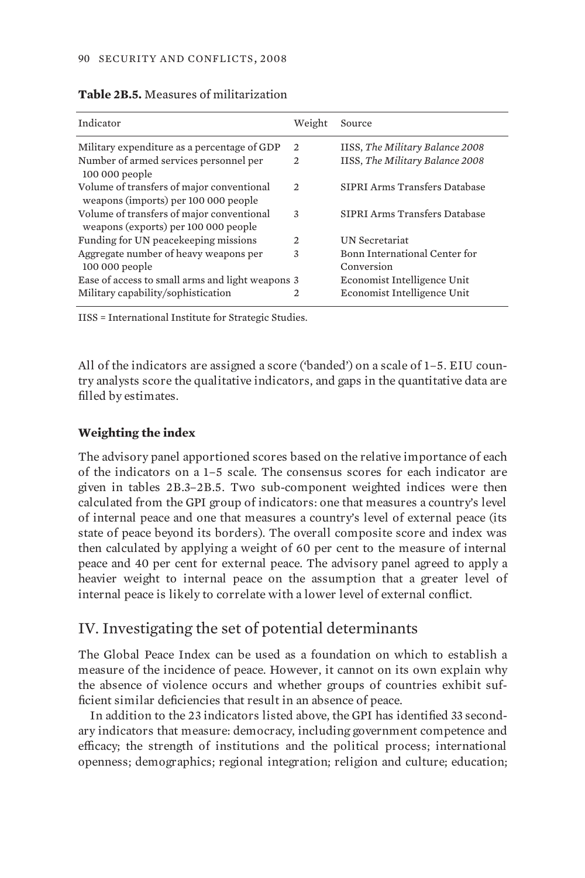**Table 2B.5.** Measures of militarization

| Indicator | Weight | Source |
|---|---|---|
| Military expenditure as a percentage of GDP | 2 | IISS, *The Military Balance 2008* |
| Number of armed services personnel per 100 000 people | 2 | IISS, *The Military Balance 2008* |
| Volume of transfers of major conventional weapons (imports) per 100 000 people | 2 | SIPRI Arms Transfers Database |
| Volume of transfers of major conventional weapons (exports) per 100 000 people | 3 | SIPRI Arms Transfers Database |
| Funding for UN peacekeeping missions | 2 | UN Secretariat |
| Aggregate number of heavy weapons per 100 000 people | 3 | Bonn International Center for Conversion |
| Ease of access to small arms and light weapons | 3 | Economist Intelligence Unit |
| Military capability/sophistication | 2 | Economist Intelligence Unit |

IISS = International Institute for Strategic Studies.

All of the indicators are assigned a score ('banded') on a scale of 1–5. EIU country analysts score the qualitative indicators, and gaps in the quantitative data are filled by estimates.

### Weighting the index

The advisory panel apportioned scores based on the relative importance of each of the indicators on a 1–5 scale. The consensus scores for each indicator are given in tables 2B.3–2B.5. Two sub-component weighted indices were then calculated from the GPI group of indicators: one that measures a country's level of internal peace and one that measures a country's level of external peace (its state of peace beyond its borders). The overall composite score and index was then calculated by applying a weight of 60 per cent to the measure of internal peace and 40 per cent for external peace. The advisory panel agreed to apply a heavier weight to internal peace on the assumption that a greater level of internal peace is likely to correlate with a lower level of external conflict.

## IV. Investigating the set of potential determinants

The Global Peace Index can be used as a foundation on which to establish a measure of the incidence of peace. However, it cannot on its own explain why the absence of violence occurs and whether groups of countries exhibit sufficient similar deficiencies that result in an absence of peace.

In addition to the 23 indicators listed above, the GPI has identified 33 secondary indicators that measure: democracy, including government competence and efficacy; the strength of institutions and the political process; international openness; demographics; regional integration; religion and culture; education;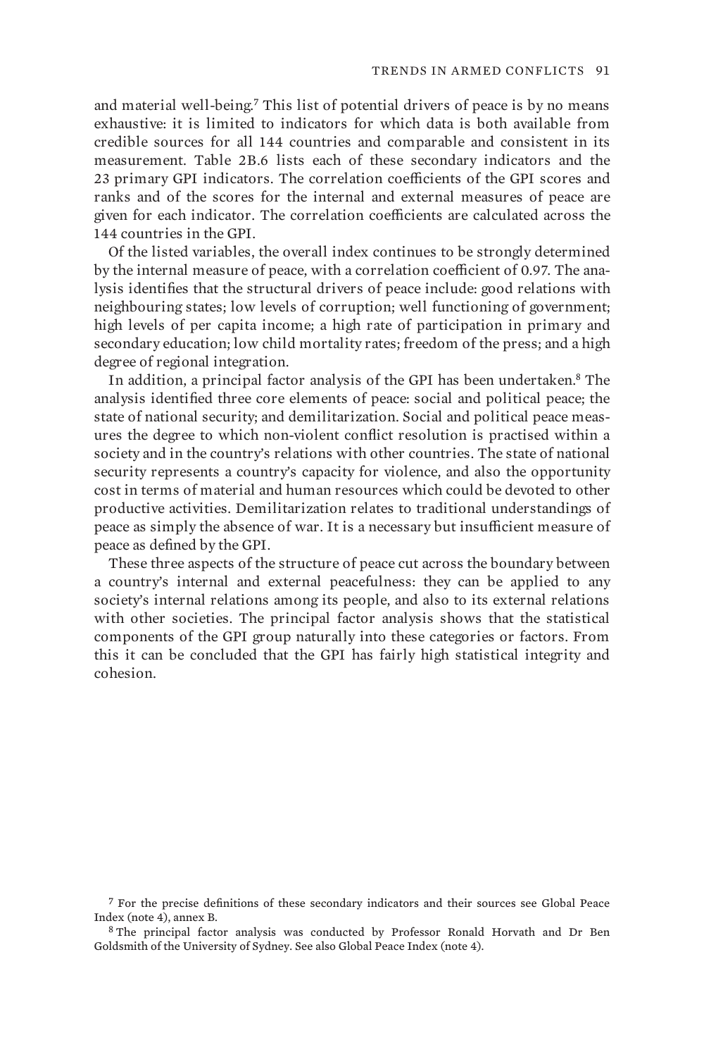and material well-being.[7] This list of potential drivers of peace is by no means exhaustive: it is limited to indicators for which data is both available from credible sources for all 144 countries and comparable and consistent in its measurement. Table 2B.6 lists each of these secondary indicators and the 23 primary GPI indicators. The correlation coefficients of the GPI scores and ranks and of the scores for the internal and external measures of peace are given for each indicator. The correlation coefficients are calculated across the 144 countries in the GPI.

Of the listed variables, the overall index continues to be strongly determined by the internal measure of peace, with a correlation coefficient of 0.97. The analysis identifies that the structural drivers of peace include: good relations with neighbouring states; low levels of corruption; well functioning of government; high levels of per capita income; a high rate of participation in primary and secondary education; low child mortality rates; freedom of the press; and a high degree of regional integration.

In addition, a principal factor analysis of the GPI has been undertaken.[8] The analysis identified three core elements of peace: social and political peace; the state of national security; and demilitarization. Social and political peace measures the degree to which non-violent conflict resolution is practised within a society and in the country's relations with other countries. The state of national security represents a country's capacity for violence, and also the opportunity cost in terms of material and human resources which could be devoted to other productive activities. Demilitarization relates to traditional understandings of peace as simply the absence of war. It is a necessary but insufficient measure of peace as defined by the GPI.

These three aspects of the structure of peace cut across the boundary between a country's internal and external peacefulness: they can be applied to any society's internal relations among its people, and also to its external relations with other societies. The principal factor analysis shows that the statistical components of the GPI group naturally into these categories or factors. From this it can be concluded that the GPI has fairly high statistical integrity and cohesion.

[7] For the precise definitions of these secondary indicators and their sources see Global Peace Index (note 4), annex B.

[8] The principal factor analysis was conducted by Professor Ronald Horvath and Dr Ben Goldsmith of the University of Sydney. See also Global Peace Index (note 4).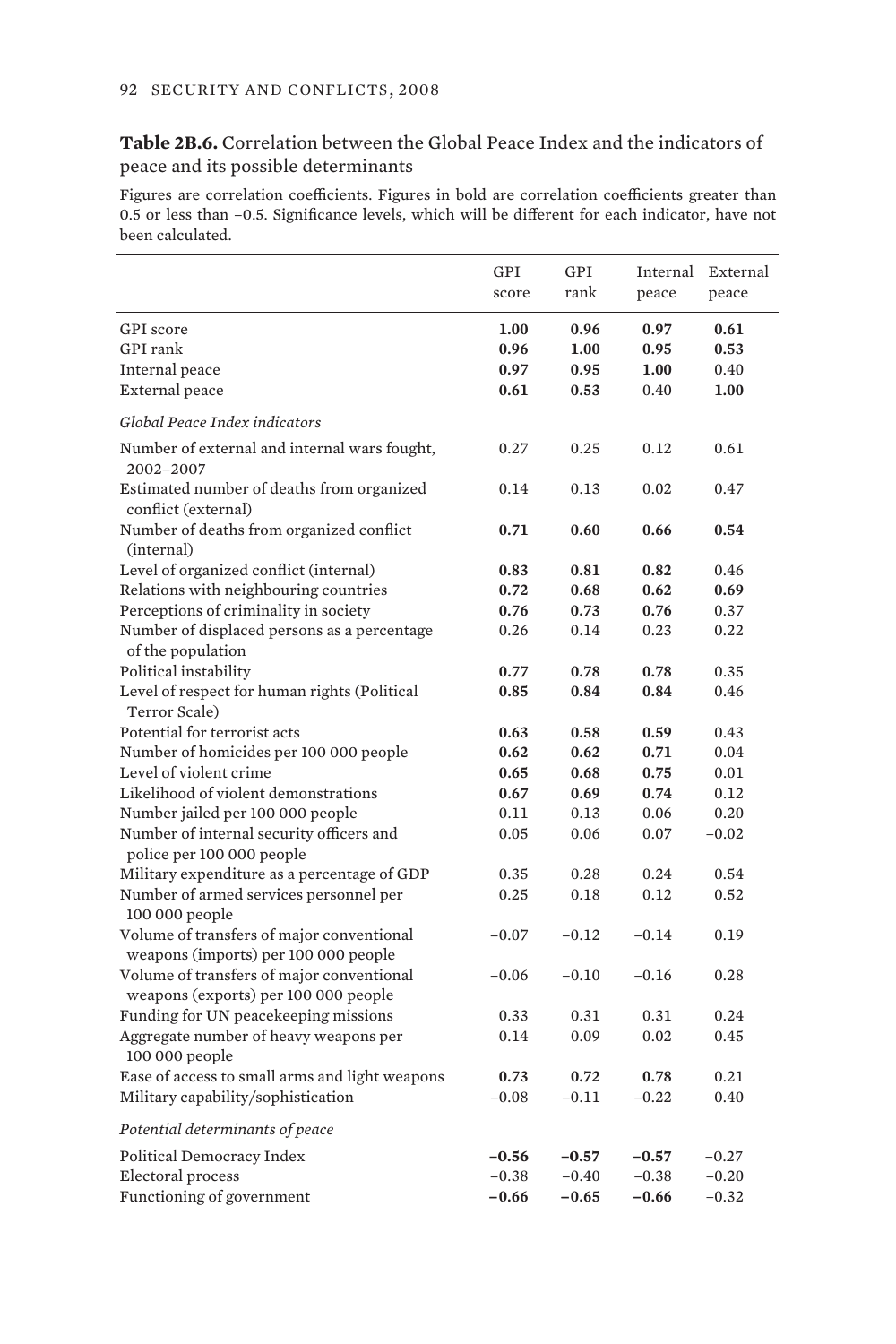**Table 2B.6.** Correlation between the Global Peace Index and the indicators of peace and its possible determinants

Figures are correlation coefficients. Figures in bold are correlation coefficients greater than 0.5 or less than –0.5. Significance levels, which will be different for each indicator, have not been calculated.

| | GPI score | GPI rank | Internal peace | External peace |
|---|---|---|---|---|
| GPI score | **1.00** | **0.96** | **0.97** | **0.61** |
| GPI rank | **0.96** | **1.00** | **0.95** | **0.53** |
| Internal peace | **0.97** | **0.95** | **1.00** | 0.40 |
| External peace | **0.61** | **0.53** | 0.40 | **1.00** |
| *Global Peace Index indicators* | | | | |
| Number of external and internal wars fought, 2002–2007 | 0.27 | 0.25 | 0.12 | 0.61 |
| Estimated number of deaths from organized conflict (external) | 0.14 | 0.13 | 0.02 | 0.47 |
| Number of deaths from organized conflict (internal) | **0.71** | **0.60** | **0.66** | **0.54** |
| Level of organized conflict (internal) | **0.83** | **0.81** | **0.82** | 0.46 |
| Relations with neighbouring countries | **0.72** | **0.68** | **0.62** | **0.69** |
| Perceptions of criminality in society | **0.76** | **0.73** | **0.76** | 0.37 |
| Number of displaced persons as a percentage of the population | 0.26 | 0.14 | 0.23 | 0.22 |
| Political instability | **0.77** | **0.78** | **0.78** | 0.35 |
| Level of respect for human rights (Political Terror Scale) | **0.85** | **0.84** | **0.84** | 0.46 |
| Potential for terrorist acts | **0.63** | **0.58** | **0.59** | 0.43 |
| Number of homicides per 100 000 people | **0.62** | **0.62** | **0.71** | 0.04 |
| Level of violent crime | **0.65** | **0.68** | **0.75** | 0.01 |
| Likelihood of violent demonstrations | **0.67** | **0.69** | **0.74** | 0.12 |
| Number jailed per 100 000 people | 0.11 | 0.13 | 0.06 | 0.20 |
| Number of internal security officers and police per 100 000 people | 0.05 | 0.06 | 0.07 | −0.02 |
| Military expenditure as a percentage of GDP | 0.35 | 0.28 | 0.24 | 0.54 |
| Number of armed services personnel per 100 000 people | 0.25 | 0.18 | 0.12 | 0.52 |
| Volume of transfers of major conventional weapons (imports) per 100 000 people | −0.07 | −0.12 | −0.14 | 0.19 |
| Volume of transfers of major conventional weapons (exports) per 100 000 people | −0.06 | −0.10 | −0.16 | 0.28 |
| Funding for UN peacekeeping missions | 0.33 | 0.31 | 0.31 | 0.24 |
| Aggregate number of heavy weapons per 100 000 people | 0.14 | 0.09 | 0.02 | 0.45 |
| Ease of access to small arms and light weapons | **0.73** | **0.72** | **0.78** | 0.21 |
| Military capability/sophistication | −0.08 | −0.11 | −0.22 | 0.40 |
| *Potential determinants of peace* | | | | |
| Political Democracy Index | **−0.56** | **−0.57** | **−0.57** | −0.27 |
| Electoral process | −0.38 | −0.40 | −0.38 | −0.20 |
| Functioning of government | **−0.66** | **−0.65** | **−0.66** | −0.32 |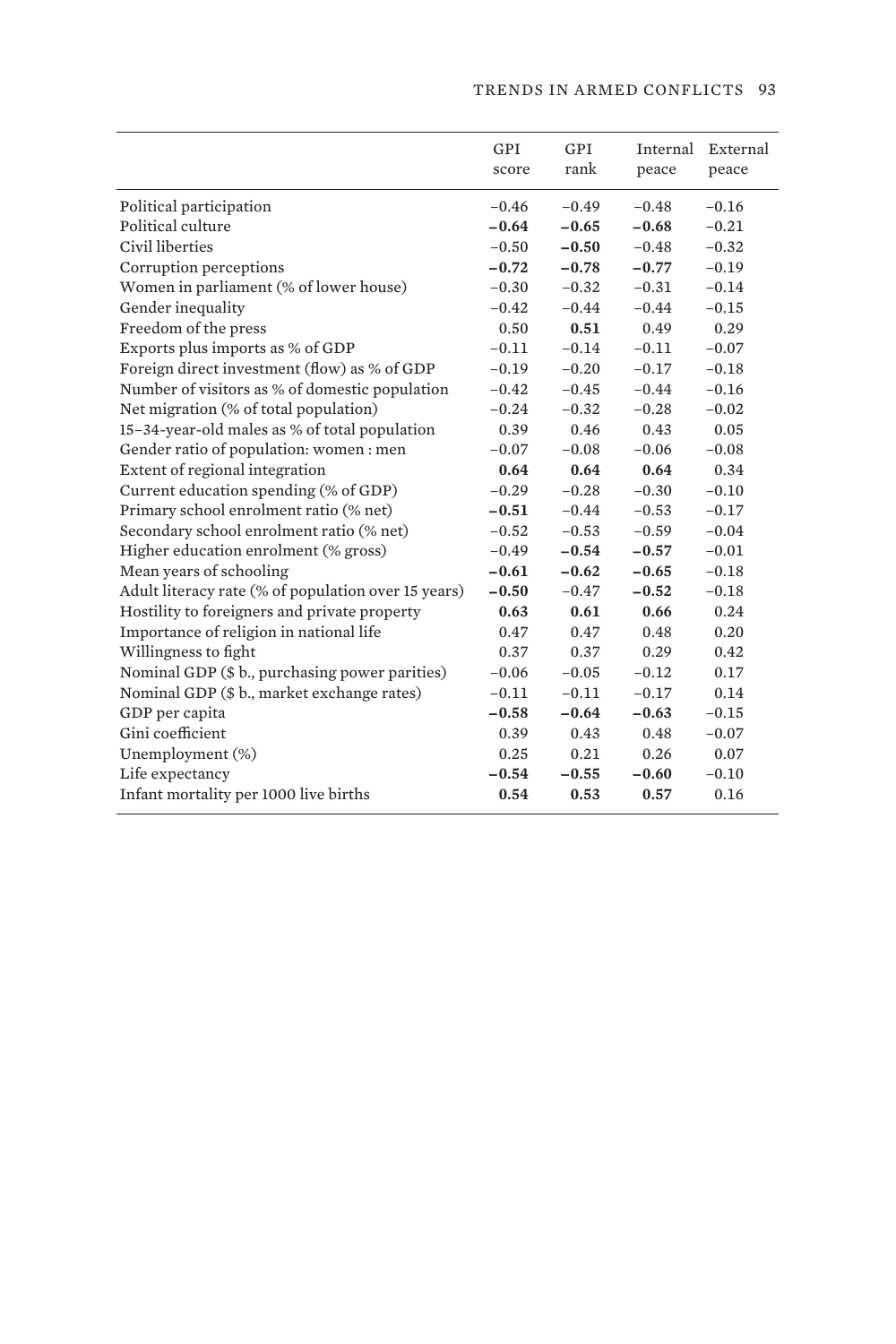| | GPI score | GPI rank | Internal peace | External peace |
|---|---|---|---|---|
| Political participation | −0.46 | −0.49 | −0.48 | −0.16 |
| Political culture | **−0.64** | **−0.65** | **−0.68** | −0.21 |
| Civil liberties | −0.50 | **−0.50** | −0.48 | −0.32 |
| Corruption perceptions | **−0.72** | **−0.78** | **−0.77** | −0.19 |
| Women in parliament (% of lower house) | −0.30 | −0.32 | −0.31 | −0.14 |
| Gender inequality | −0.42 | −0.44 | −0.44 | −0.15 |
| Freedom of the press | 0.50 | **0.51** | 0.49 | 0.29 |
| Exports plus imports as % of GDP | −0.11 | −0.14 | −0.11 | −0.07 |
| Foreign direct investment (flow) as % of GDP | −0.19 | −0.20 | −0.17 | −0.18 |
| Number of visitors as % of domestic population | −0.42 | −0.45 | −0.44 | −0.16 |
| Net migration (% of total population) | −0.24 | −0.32 | −0.28 | −0.02 |
| 15–34-year-old males as % of total population | 0.39 | 0.46 | 0.43 | 0.05 |
| Gender ratio of population: women : men | −0.07 | −0.08 | −0.06 | −0.08 |
| Extent of regional integration | **0.64** | **0.64** | **0.64** | 0.34 |
| Current education spending (% of GDP) | −0.29 | −0.28 | −0.30 | −0.10 |
| Primary school enrolment ratio (% net) | **−0.51** | −0.44 | −0.53 | −0.17 |
| Secondary school enrolment ratio (% net) | −0.52 | −0.53 | −0.59 | −0.04 |
| Higher education enrolment (% gross) | −0.49 | **−0.54** | **−0.57** | −0.01 |
| Mean years of schooling | **−0.61** | **−0.62** | **−0.65** | −0.18 |
| Adult literacy rate (% of population over 15 years) | **−0.50** | −0.47 | **−0.52** | −0.18 |
| Hostility to foreigners and private property | **0.63** | **0.61** | **0.66** | 0.24 |
| Importance of religion in national life | 0.47 | 0.47 | 0.48 | 0.20 |
| Willingness to fight | 0.37 | 0.37 | 0.29 | 0.42 |
| Nominal GDP ($ b., purchasing power parities) | −0.06 | −0.05 | −0.12 | 0.17 |
| Nominal GDP ($ b., market exchange rates) | −0.11 | −0.11 | −0.17 | 0.14 |
| GDP per capita | **−0.58** | **−0.64** | **−0.63** | −0.15 |
| Gini coefficient | 0.39 | 0.43 | 0.48 | −0.07 |
| Unemployment (%) | 0.25 | 0.21 | 0.26 | 0.07 |
| Life expectancy | **−0.54** | **−0.55** | **−0.60** | −0.10 |
| Infant mortality per 1000 live births | **0.54** | **0.53** | **0.57** | 0.16 |